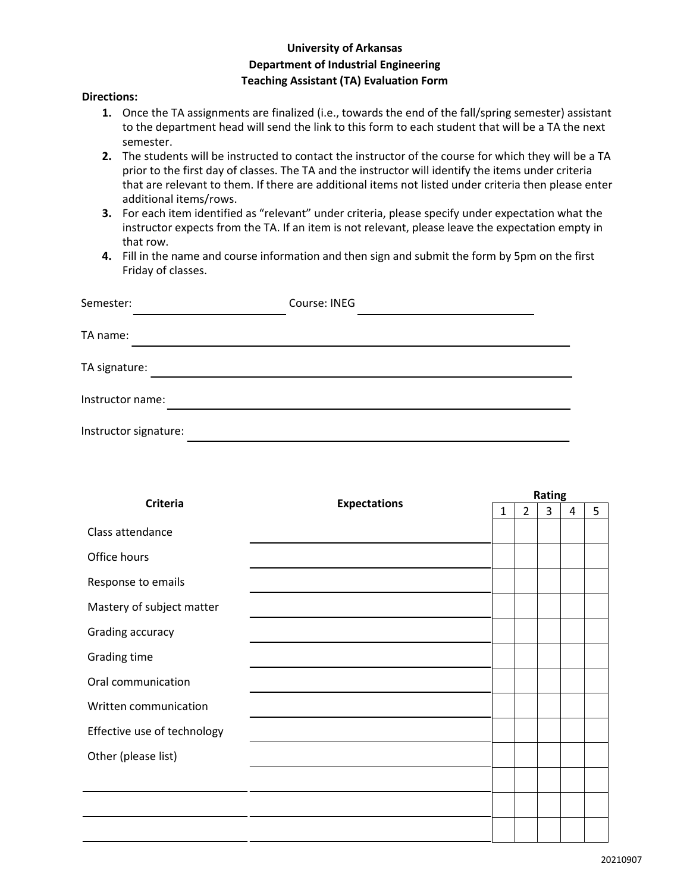**University of Arkansas**
**Department of Industrial Engineering**
**Teaching Assistant (TA) Evaluation Form**

**Directions:**

1. Once the TA assignments are finalized (i.e., towards the end of the fall/spring semester) assistant to the department head will send the link to this form to each student that will be a TA the next semester.
2. The students will be instructed to contact the instructor of the course for which they will be a TA prior to the first day of classes. The TA and the instructor will identify the items under criteria that are relevant to them. If there are additional items not listed under criteria then please enter additional items/rows.
3. For each item identified as "relevant" under criteria, please specify under expectation what the instructor expects from the TA. If an item is not relevant, please leave the expectation empty in that row.
4. Fill in the name and course information and then sign and submit the form by 5pm on the first Friday of classes.

Semester: ____________________ Course: INEG ____________________

TA name: ________________________________________

TA signature: ________________________________________

Instructor name: ________________________________________

Instructor signature: ________________________________________

| Criteria | Expectations | Rating | | | | |
|---|---|---|---|---|---|---|
| | | 1 | 2 | 3 | 4 | 5 |
| Class attendance | | | | | | |
| Office hours | | | | | | |
| Response to emails | | | | | | |
| Mastery of subject matter | | | | | | |
| Grading accuracy | | | | | | |
| Grading time | | | | | | |
| Oral communication | | | | | | |
| Written communication | | | | | | |
| Effective use of technology | | | | | | |
| Other (please list) | | | | | | |
| | | | | | | |
| | | | | | | |
| | | | | | | |

20210907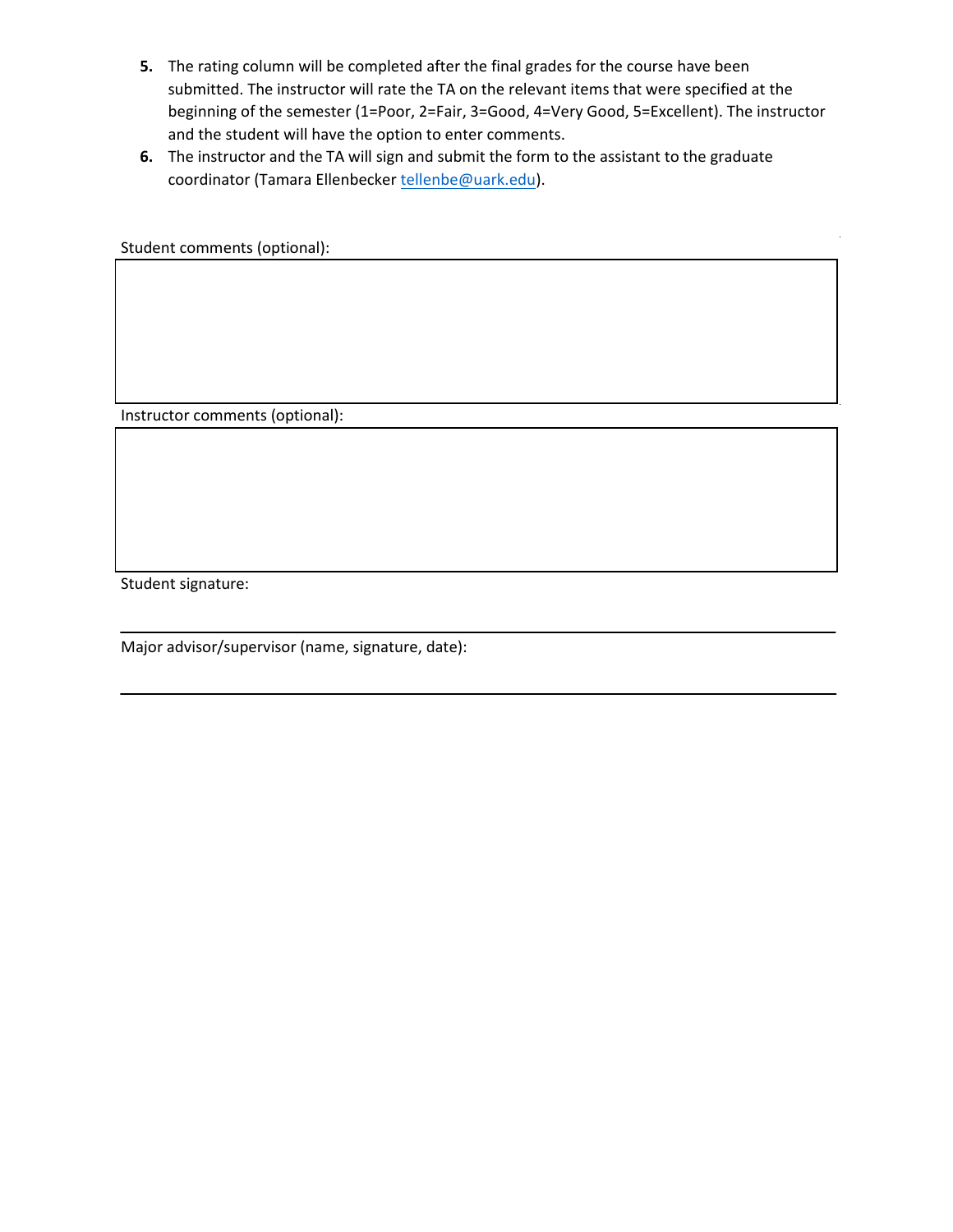5. The rating column will be completed after the final grades for the course have been submitted. The instructor will rate the TA on the relevant items that were specified at the beginning of the semester (1=Poor, 2=Fair, 3=Good, 4=Very Good, 5=Excellent). The instructor and the student will have the option to enter comments.
6. The instructor and the TA will sign and submit the form to the assistant to the graduate coordinator (Tamara Ellenbecker tellenbe@uark.edu).

Student comments (optional):

Instructor comments (optional):

Student signature:

Major advisor/supervisor (name, signature, date):